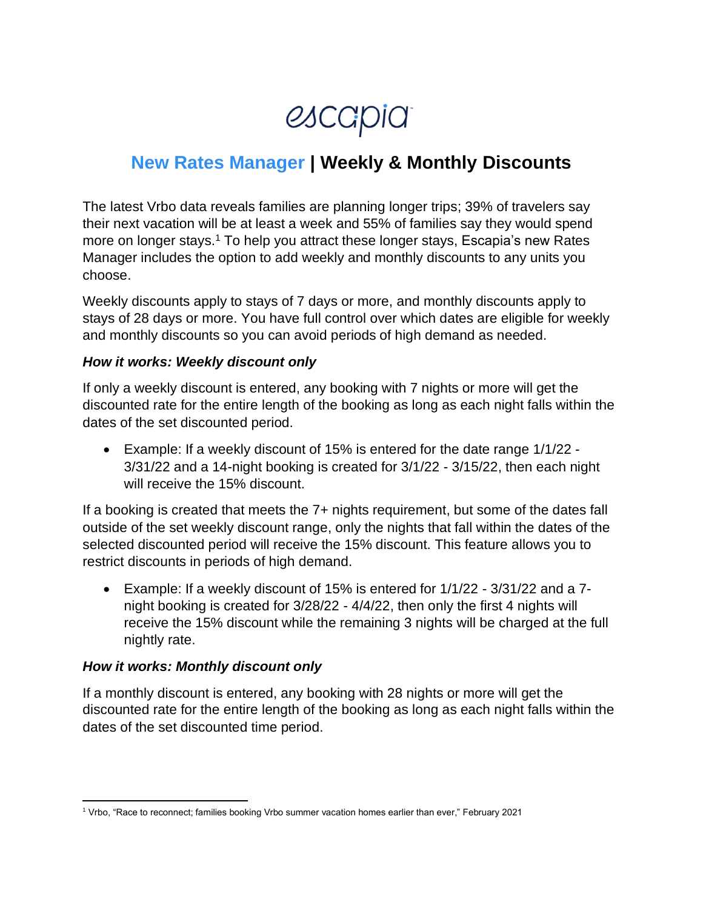escapia

# New Rates Manager | Weekly & Monthly Discounts

The latest Vrbo data reveals families are planning longer trips; 39% of travelers say their next vacation will be at least a week and 55% of families say they would spend more on longer stays.[1] To help you attract these longer stays, Escapia's new Rates Manager includes the option to add weekly and monthly discounts to any units you choose.

Weekly discounts apply to stays of 7 days or more, and monthly discounts apply to stays of 28 days or more. You have full control over which dates are eligible for weekly and monthly discounts so you can avoid periods of high demand as needed.

### *How it works: Weekly discount only*

If only a weekly discount is entered, any booking with 7 nights or more will get the discounted rate for the entire length of the booking as long as each night falls within the dates of the set discounted period.

- Example: If a weekly discount of 15% is entered for the date range 1/1/22 - 3/31/22 and a 14-night booking is created for 3/1/22 - 3/15/22, then each night will receive the 15% discount.

If a booking is created that meets the 7+ nights requirement, but some of the dates fall outside of the set weekly discount range, only the nights that fall within the dates of the selected discounted period will receive the 15% discount. This feature allows you to restrict discounts in periods of high demand.

- Example: If a weekly discount of 15% is entered for 1/1/22 - 3/31/22 and a 7-night booking is created for 3/28/22 - 4/4/22, then only the first 4 nights will receive the 15% discount while the remaining 3 nights will be charged at the full nightly rate.

### *How it works: Monthly discount only*

If a monthly discount is entered, any booking with 28 nights or more will get the discounted rate for the entire length of the booking as long as each night falls within the dates of the set discounted time period.

---

[1] Vrbo, "Race to reconnect; families booking Vrbo summer vacation homes earlier than ever," February 2021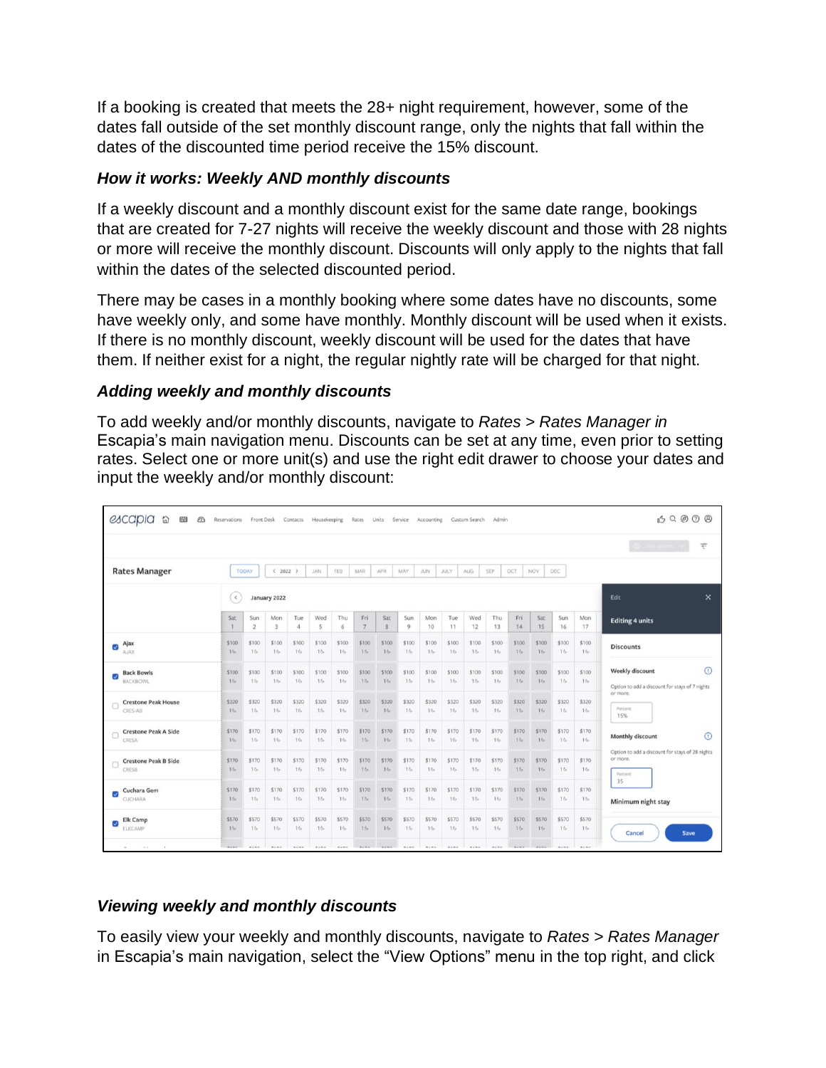If a booking is created that meets the 28+ night requirement, however, some of the dates fall outside of the set monthly discount range, only the nights that fall within the dates of the discounted time period receive the 15% discount.

### *How it works: Weekly AND monthly discounts*

If a weekly discount and a monthly discount exist for the same date range, bookings that are created for 7-27 nights will receive the weekly discount and those with 28 nights or more will receive the monthly discount. Discounts will only apply to the nights that fall within the dates of the selected discounted period.

There may be cases in a monthly booking where some dates have no discounts, some have weekly only, and some have monthly. Monthly discount will be used when it exists. If there is no monthly discount, weekly discount will be used for the dates that have them. If neither exist for a night, the regular nightly rate will be charged for that night.

### *Adding weekly and monthly discounts*

To add weekly and/or monthly discounts, navigate to *Rates* > *Rates Manager in* Escapia's main navigation menu. Discounts can be set at any time, even prior to setting rates. Select one or more unit(s) and use the right edit drawer to choose your dates and input the weekly and/or monthly discount:

### *Viewing weekly and monthly discounts*

To easily view your weekly and monthly discounts, navigate to *Rates* > *Rates Manager* in Escapia's main navigation, select the "View Options" menu in the top right, and click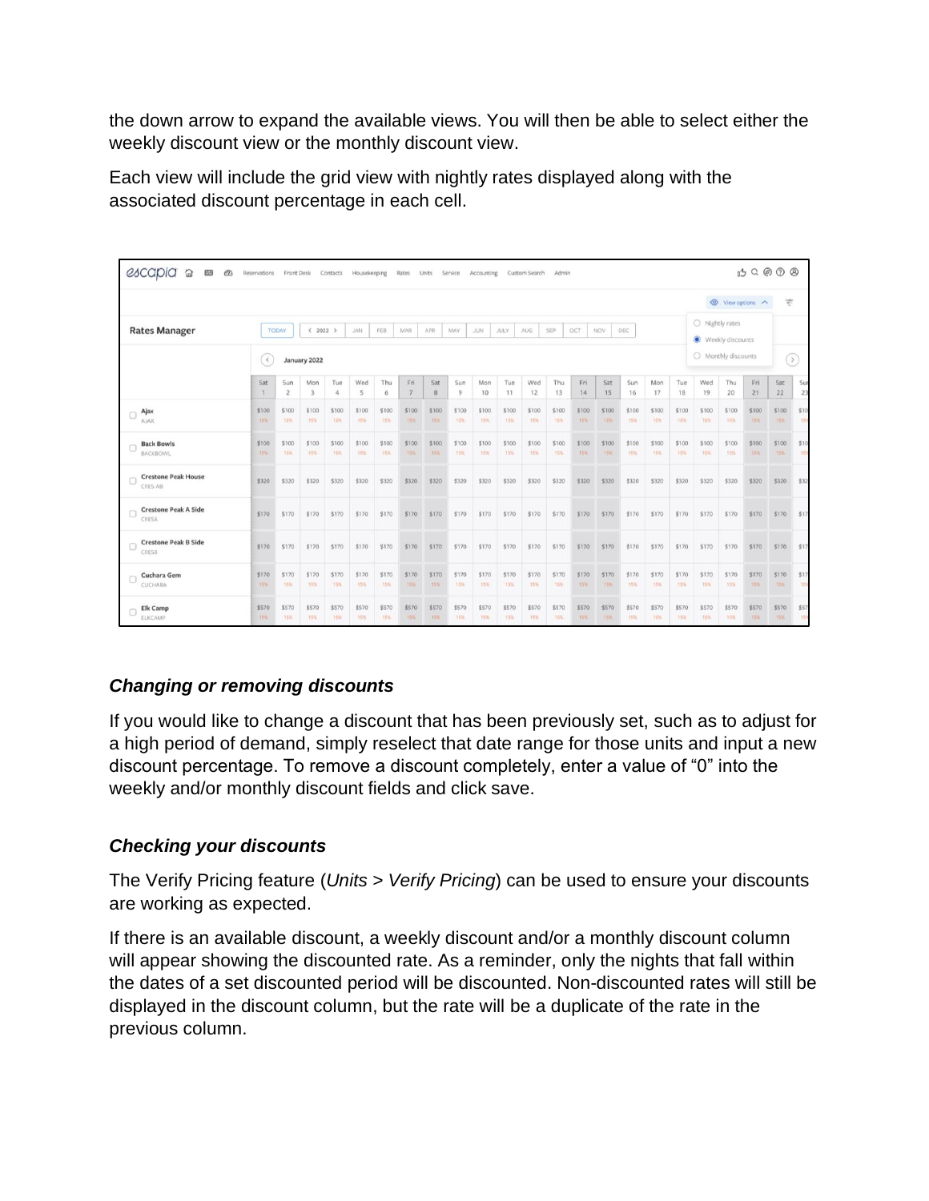the down arrow to expand the available views. You will then be able to select either the weekly discount view or the monthly discount view.

Each view will include the grid view with nightly rates displayed along with the associated discount percentage in each cell.

### *Changing or removing discounts*

If you would like to change a discount that has been previously set, such as to adjust for a high period of demand, simply reselect that date range for those units and input a new discount percentage. To remove a discount completely, enter a value of “0” into the weekly and/or monthly discount fields and click save.

### *Checking your discounts*

The Verify Pricing feature (*Units > Verify Pricing*) can be used to ensure your discounts are working as expected.

If there is an available discount, a weekly discount and/or a monthly discount column will appear showing the discounted rate. As a reminder, only the nights that fall within the dates of a set discounted period will be discounted. Non-discounted rates will still be displayed in the discount column, but the rate will be a duplicate of the rate in the previous column.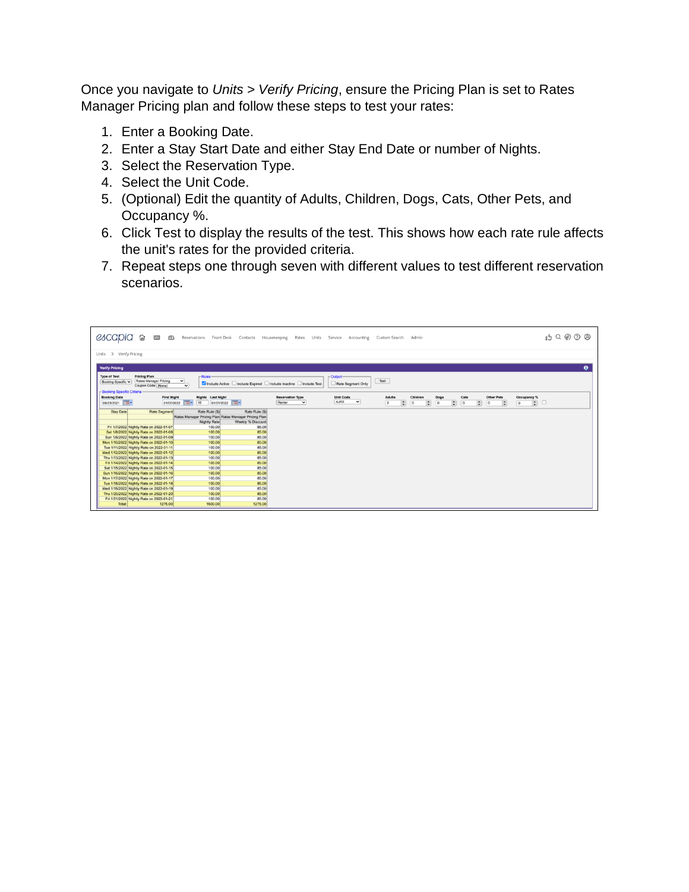Once you navigate to *Units > Verify Pricing*, ensure the Pricing Plan is set to Rates Manager Pricing plan and follow these steps to test your rates:

1. Enter a Booking Date.
2. Enter a Stay Start Date and either Stay End Date or number of Nights.
3. Select the Reservation Type.
4. Select the Unit Code.
5. (Optional) Edit the quantity of Adults, Children, Dogs, Cats, Other Pets, and Occupancy %.
6. Click Test to display the results of the test. This shows how each rate rule affects the unit's rates for the provided criteria.
7. Repeat steps one through seven with different values to test different reservation scenarios.